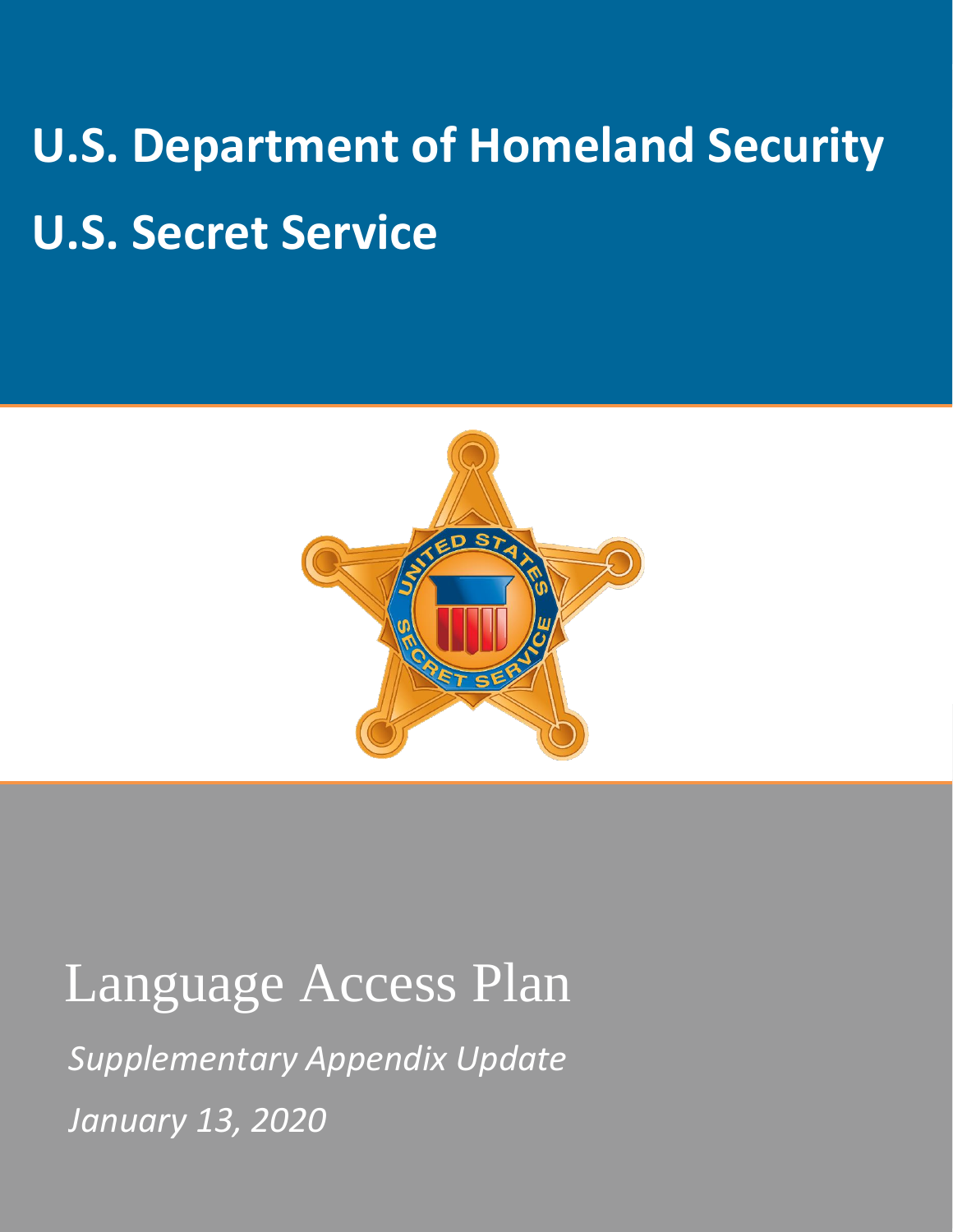# U.S. Department of Homeland Security

# U.S. Secret Service

Language Access Plan

*Supplementary Appendix Update*

*January 13, 2020*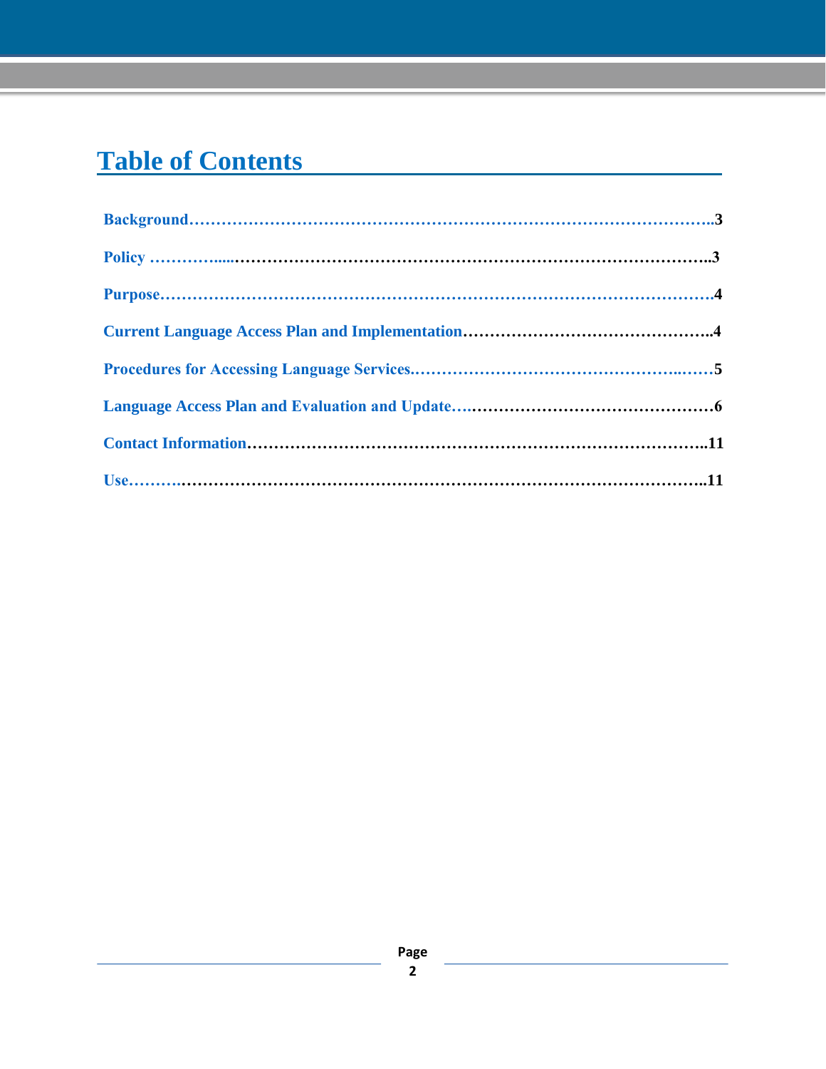# Table of Contents

Background……………………………………………………………………………………..3

Policy …………......……………………………………………………………………………..3

Purpose…………………………………………………………………………………………4

Current Language Access Plan and Implementation………………………………………..4

Procedures for Accessing Language Services.…………………………………………..……5

Language Access Plan and Evaluation and Update…..………………………………………6

Contact Information…………………………………………………………………………..11

Use……….……………………………………………………………………………………..11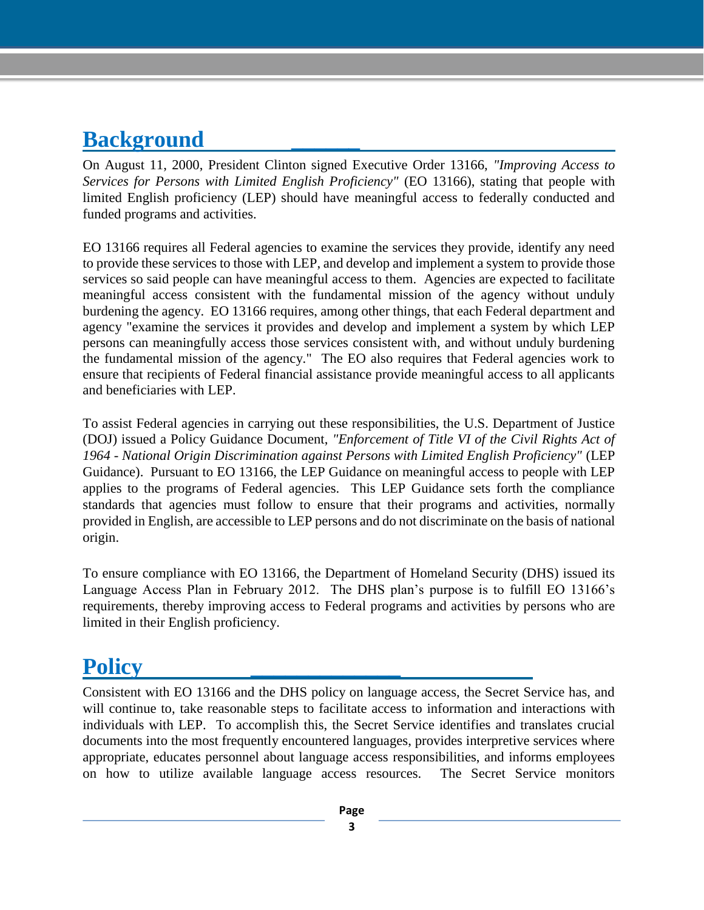## Background

On August 11, 2000, President Clinton signed Executive Order 13166, *"Improving Access to Services for Persons with Limited English Proficiency"* (EO 13166), stating that people with limited English proficiency (LEP) should have meaningful access to federally conducted and funded programs and activities.

EO 13166 requires all Federal agencies to examine the services they provide, identify any need to provide these services to those with LEP, and develop and implement a system to provide those services so said people can have meaningful access to them. Agencies are expected to facilitate meaningful access consistent with the fundamental mission of the agency without unduly burdening the agency. EO 13166 requires, among other things, that each Federal department and agency "examine the services it provides and develop and implement a system by which LEP persons can meaningfully access those services consistent with, and without unduly burdening the fundamental mission of the agency." The EO also requires that Federal agencies work to ensure that recipients of Federal financial assistance provide meaningful access to all applicants and beneficiaries with LEP.

To assist Federal agencies in carrying out these responsibilities, the U.S. Department of Justice (DOJ) issued a Policy Guidance Document, *"Enforcement of Title VI of the Civil Rights Act of 1964 - National Origin Discrimination against Persons with Limited English Proficiency"* (LEP Guidance). Pursuant to EO 13166, the LEP Guidance on meaningful access to people with LEP applies to the programs of Federal agencies. This LEP Guidance sets forth the compliance standards that agencies must follow to ensure that their programs and activities, normally provided in English, are accessible to LEP persons and do not discriminate on the basis of national origin.

To ensure compliance with EO 13166, the Department of Homeland Security (DHS) issued its Language Access Plan in February 2012. The DHS plan's purpose is to fulfill EO 13166's requirements, thereby improving access to Federal programs and activities by persons who are limited in their English proficiency.

## Policy

Consistent with EO 13166 and the DHS policy on language access, the Secret Service has, and will continue to, take reasonable steps to facilitate access to information and interactions with individuals with LEP. To accomplish this, the Secret Service identifies and translates crucial documents into the most frequently encountered languages, provides interpretive services where appropriate, educates personnel about language access responsibilities, and informs employees on how to utilize available language access resources. The Secret Service monitors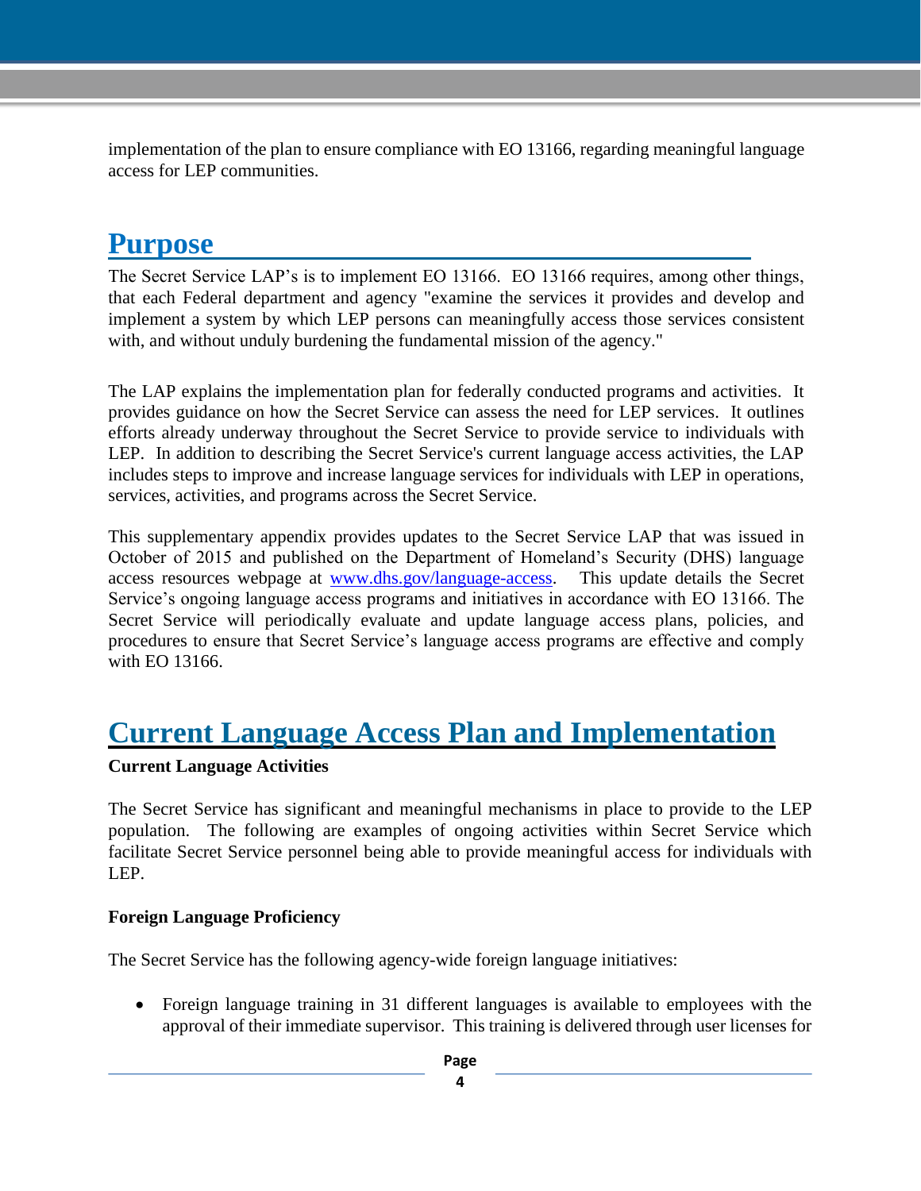implementation of the plan to ensure compliance with EO 13166, regarding meaningful language access for LEP communities.

## Purpose

The Secret Service LAP's is to implement EO 13166. EO 13166 requires, among other things, that each Federal department and agency "examine the services it provides and develop and implement a system by which LEP persons can meaningfully access those services consistent with, and without unduly burdening the fundamental mission of the agency."

The LAP explains the implementation plan for federally conducted programs and activities. It provides guidance on how the Secret Service can assess the need for LEP services. It outlines efforts already underway throughout the Secret Service to provide service to individuals with LEP. In addition to describing the Secret Service's current language access activities, the LAP includes steps to improve and increase language services for individuals with LEP in operations, services, activities, and programs across the Secret Service.

This supplementary appendix provides updates to the Secret Service LAP that was issued in October of 2015 and published on the Department of Homeland's Security (DHS) language access resources webpage at www.dhs.gov/language-access. This update details the Secret Service's ongoing language access programs and initiatives in accordance with EO 13166. The Secret Service will periodically evaluate and update language access plans, policies, and procedures to ensure that Secret Service's language access programs are effective and comply with EO 13166.

## Current Language Access Plan and Implementation

**Current Language Activities**

The Secret Service has significant and meaningful mechanisms in place to provide to the LEP population. The following are examples of ongoing activities within Secret Service which facilitate Secret Service personnel being able to provide meaningful access for individuals with LEP.

**Foreign Language Proficiency**

The Secret Service has the following agency-wide foreign language initiatives:

- Foreign language training in 31 different languages is available to employees with the approval of their immediate supervisor. This training is delivered through user licenses for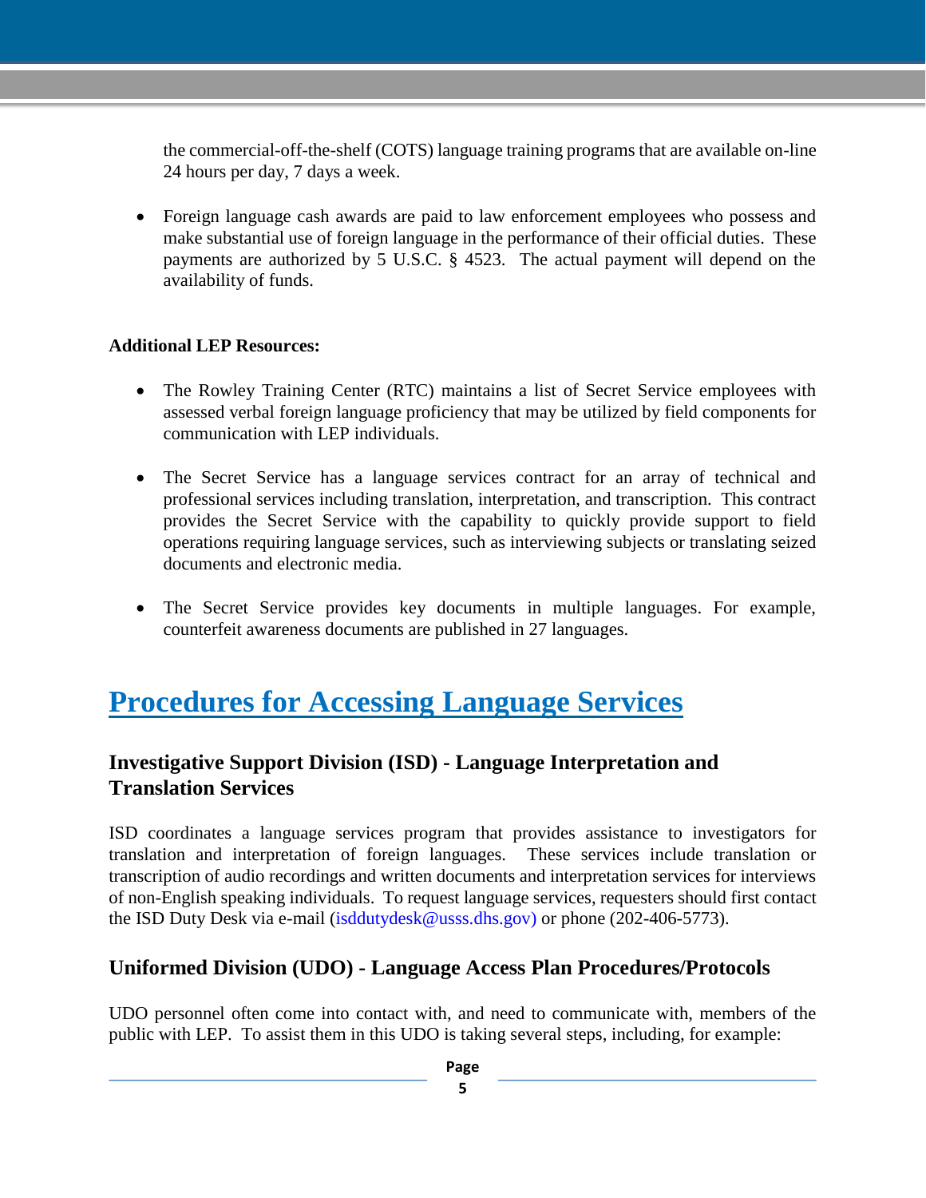the commercial-off-the-shelf (COTS) language training programs that are available on-line 24 hours per day, 7 days a week.

- Foreign language cash awards are paid to law enforcement employees who possess and make substantial use of foreign language in the performance of their official duties. These payments are authorized by 5 U.S.C. § 4523. The actual payment will depend on the availability of funds.

**Additional LEP Resources:**

- The Rowley Training Center (RTC) maintains a list of Secret Service employees with assessed verbal foreign language proficiency that may be utilized by field components for communication with LEP individuals.
- The Secret Service has a language services contract for an array of technical and professional services including translation, interpretation, and transcription. This contract provides the Secret Service with the capability to quickly provide support to field operations requiring language services, such as interviewing subjects or translating seized documents and electronic media.
- The Secret Service provides key documents in multiple languages. For example, counterfeit awareness documents are published in 27 languages.

# Procedures for Accessing Language Services

## Investigative Support Division (ISD) - Language Interpretation and Translation Services

ISD coordinates a language services program that provides assistance to investigators for translation and interpretation of foreign languages. These services include translation or transcription of audio recordings and written documents and interpretation services for interviews of non-English speaking individuals. To request language services, requesters should first contact the ISD Duty Desk via e-mail (isddutydesk@usss.dhs.gov) or phone (202-406-5773).

## Uniformed Division (UDO) - Language Access Plan Procedures/Protocols

UDO personnel often come into contact with, and need to communicate with, members of the public with LEP. To assist them in this UDO is taking several steps, including, for example: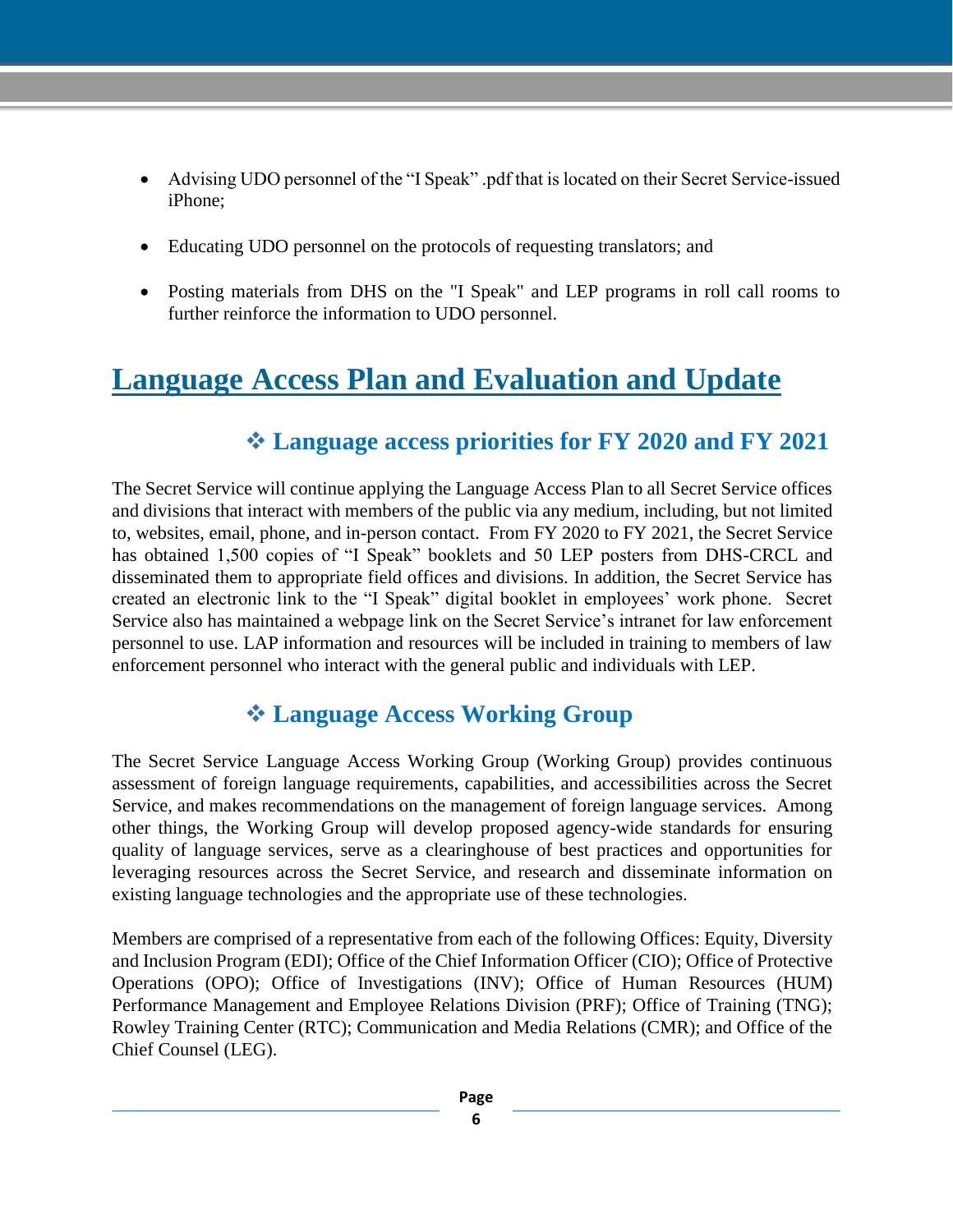- Advising UDO personnel of the "I Speak" .pdf that is located on their Secret Service-issued iPhone;

- Educating UDO personnel on the protocols of requesting translators; and

- Posting materials from DHS on the "I Speak" and LEP programs in roll call rooms to further reinforce the information to UDO personnel.

# Language Access Plan and Evaluation and Update

## ❖ Language access priorities for FY 2020 and FY 2021

The Secret Service will continue applying the Language Access Plan to all Secret Service offices and divisions that interact with members of the public via any medium, including, but not limited to, websites, email, phone, and in-person contact. From FY 2020 to FY 2021, the Secret Service has obtained 1,500 copies of "I Speak" booklets and 50 LEP posters from DHS-CRCL and disseminated them to appropriate field offices and divisions. In addition, the Secret Service has created an electronic link to the "I Speak" digital booklet in employees' work phone. Secret Service also has maintained a webpage link on the Secret Service's intranet for law enforcement personnel to use. LAP information and resources will be included in training to members of law enforcement personnel who interact with the general public and individuals with LEP.

## ❖ Language Access Working Group

The Secret Service Language Access Working Group (Working Group) provides continuous assessment of foreign language requirements, capabilities, and accessibilities across the Secret Service, and makes recommendations on the management of foreign language services. Among other things, the Working Group will develop proposed agency-wide standards for ensuring quality of language services, serve as a clearinghouse of best practices and opportunities for leveraging resources across the Secret Service, and research and disseminate information on existing language technologies and the appropriate use of these technologies.

Members are comprised of a representative from each of the following Offices: Equity, Diversity and Inclusion Program (EDI); Office of the Chief Information Officer (CIO); Office of Protective Operations (OPO); Office of Investigations (INV); Office of Human Resources (HUM) Performance Management and Employee Relations Division (PRF); Office of Training (TNG); Rowley Training Center (RTC); Communication and Media Relations (CMR); and Office of the Chief Counsel (LEG).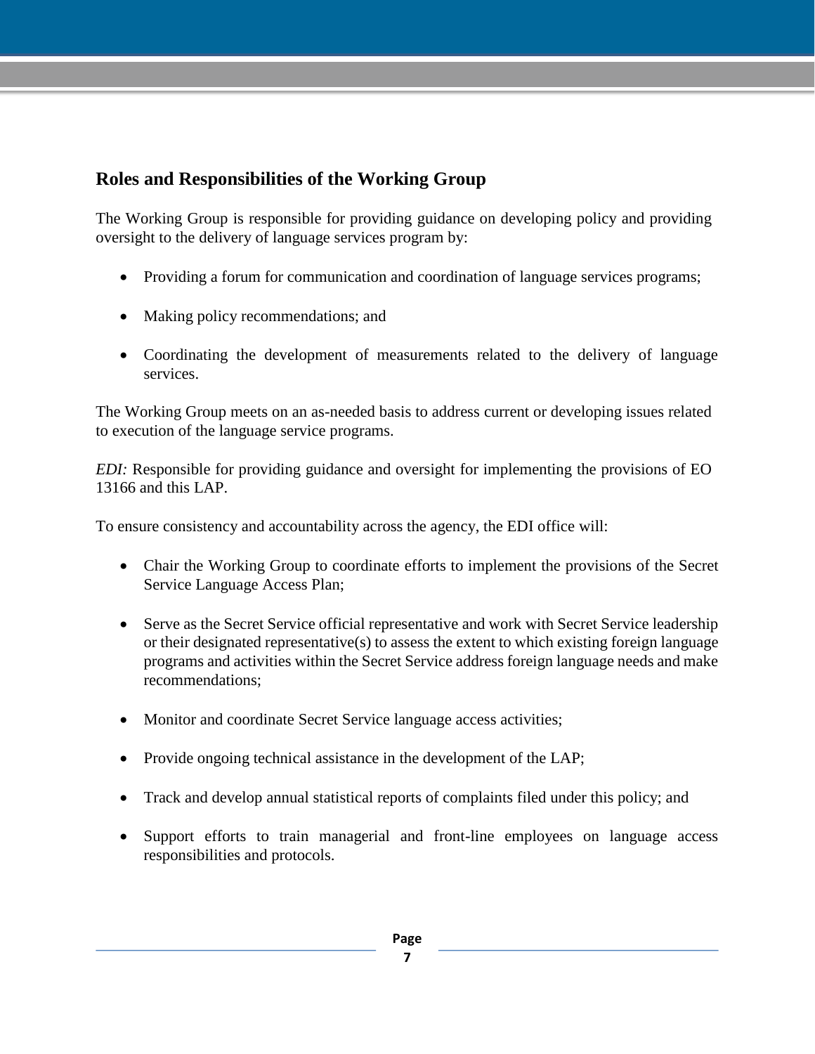## Roles and Responsibilities of the Working Group

The Working Group is responsible for providing guidance on developing policy and providing oversight to the delivery of language services program by:

- Providing a forum for communication and coordination of language services programs;
- Making policy recommendations; and
- Coordinating the development of measurements related to the delivery of language services.

The Working Group meets on an as-needed basis to address current or developing issues related to execution of the language service programs.

*EDI:* Responsible for providing guidance and oversight for implementing the provisions of EO 13166 and this LAP.

To ensure consistency and accountability across the agency, the EDI office will:

- Chair the Working Group to coordinate efforts to implement the provisions of the Secret Service Language Access Plan;
- Serve as the Secret Service official representative and work with Secret Service leadership or their designated representative(s) to assess the extent to which existing foreign language programs and activities within the Secret Service address foreign language needs and make recommendations;
- Monitor and coordinate Secret Service language access activities;
- Provide ongoing technical assistance in the development of the LAP;
- Track and develop annual statistical reports of complaints filed under this policy; and
- Support efforts to train managerial and front-line employees on language access responsibilities and protocols.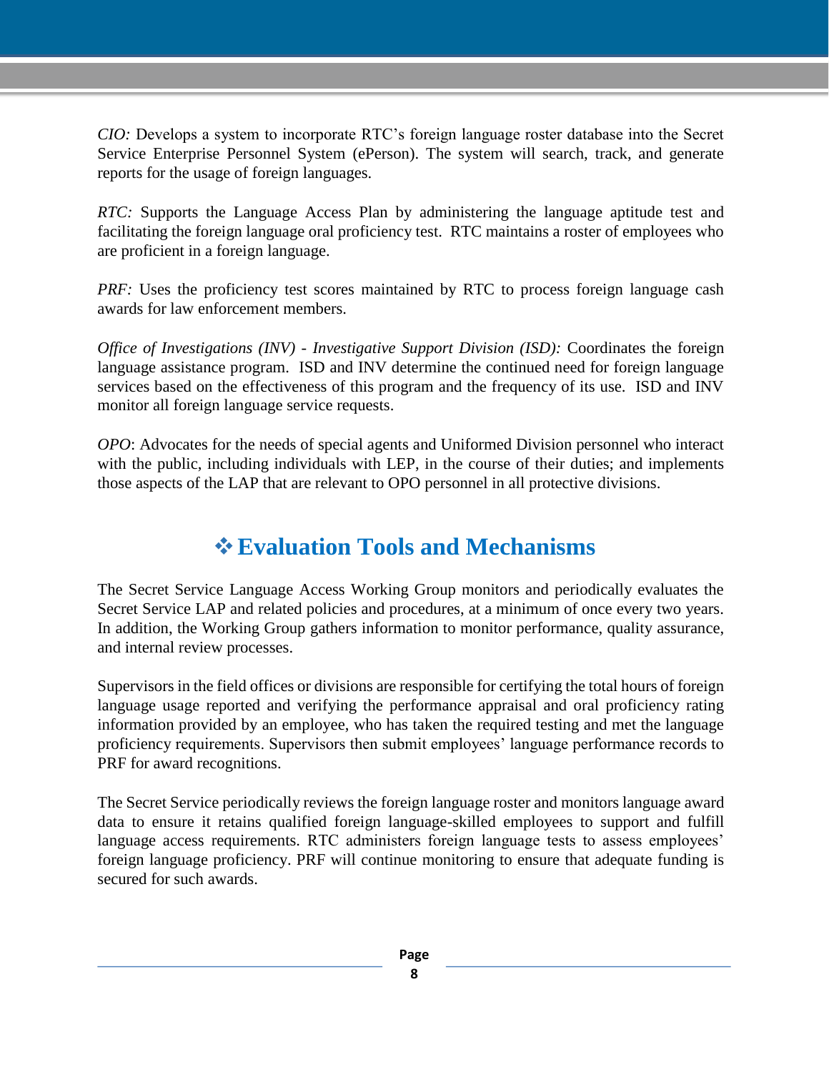*CIO:* Develops a system to incorporate RTC's foreign language roster database into the Secret Service Enterprise Personnel System (ePerson). The system will search, track, and generate reports for the usage of foreign languages.

*RTC:* Supports the Language Access Plan by administering the language aptitude test and facilitating the foreign language oral proficiency test. RTC maintains a roster of employees who are proficient in a foreign language.

*PRF:* Uses the proficiency test scores maintained by RTC to process foreign language cash awards for law enforcement members.

*Office of Investigations (INV) - Investigative Support Division (ISD):* Coordinates the foreign language assistance program. ISD and INV determine the continued need for foreign language services based on the effectiveness of this program and the frequency of its use. ISD and INV monitor all foreign language service requests.

*OPO*: Advocates for the needs of special agents and Uniformed Division personnel who interact with the public, including individuals with LEP, in the course of their duties; and implements those aspects of the LAP that are relevant to OPO personnel in all protective divisions.

## ❖ Evaluation Tools and Mechanisms

The Secret Service Language Access Working Group monitors and periodically evaluates the Secret Service LAP and related policies and procedures, at a minimum of once every two years. In addition, the Working Group gathers information to monitor performance, quality assurance, and internal review processes.

Supervisors in the field offices or divisions are responsible for certifying the total hours of foreign language usage reported and verifying the performance appraisal and oral proficiency rating information provided by an employee, who has taken the required testing and met the language proficiency requirements. Supervisors then submit employees' language performance records to PRF for award recognitions.

The Secret Service periodically reviews the foreign language roster and monitors language award data to ensure it retains qualified foreign language-skilled employees to support and fulfill language access requirements. RTC administers foreign language tests to assess employees' foreign language proficiency. PRF will continue monitoring to ensure that adequate funding is secured for such awards.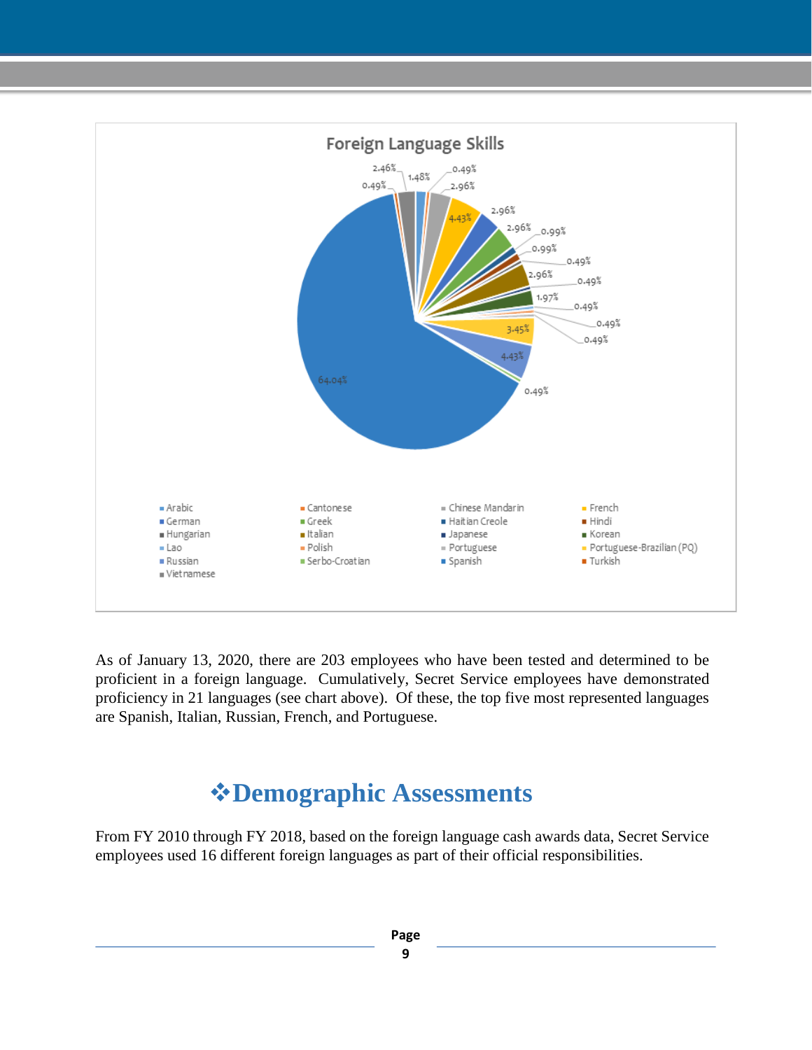**Foreign Language Skills**

- Arabic
- Cantonese
- Chinese Mandarin
- French
- German
- Greek
- Haitian Creole
- Hindi
- Hungarian
- Italian
- Japanese
- Korean
- Lao
- Polish
- Portuguese
- Portuguese-Brazilian (PQ)
- Russian
- Serbo-Croatian
- Spanish
- Turkish
- Vietnamese

2.46%, 1.48%, 0.49%, 0.49%, 2.96%, 4.43%, 2.96%, 2.96%, 0.99%, 0.99%, 0.49%, 2.96%, 0.49%, 1.97%, 0.49%, 0.49%, 0.49%, 3.45%, 4.43%, 0.49%, 64.04%

As of January 13, 2020, there are 203 employees who have been tested and determined to be proficient in a foreign language. Cumulatively, Secret Service employees have demonstrated proficiency in 21 languages (see chart above). Of these, the top five most represented languages are Spanish, Italian, Russian, French, and Portuguese.

## ❖Demographic Assessments

From FY 2010 through FY 2018, based on the foreign language cash awards data, Secret Service employees used 16 different foreign languages as part of their official responsibilities.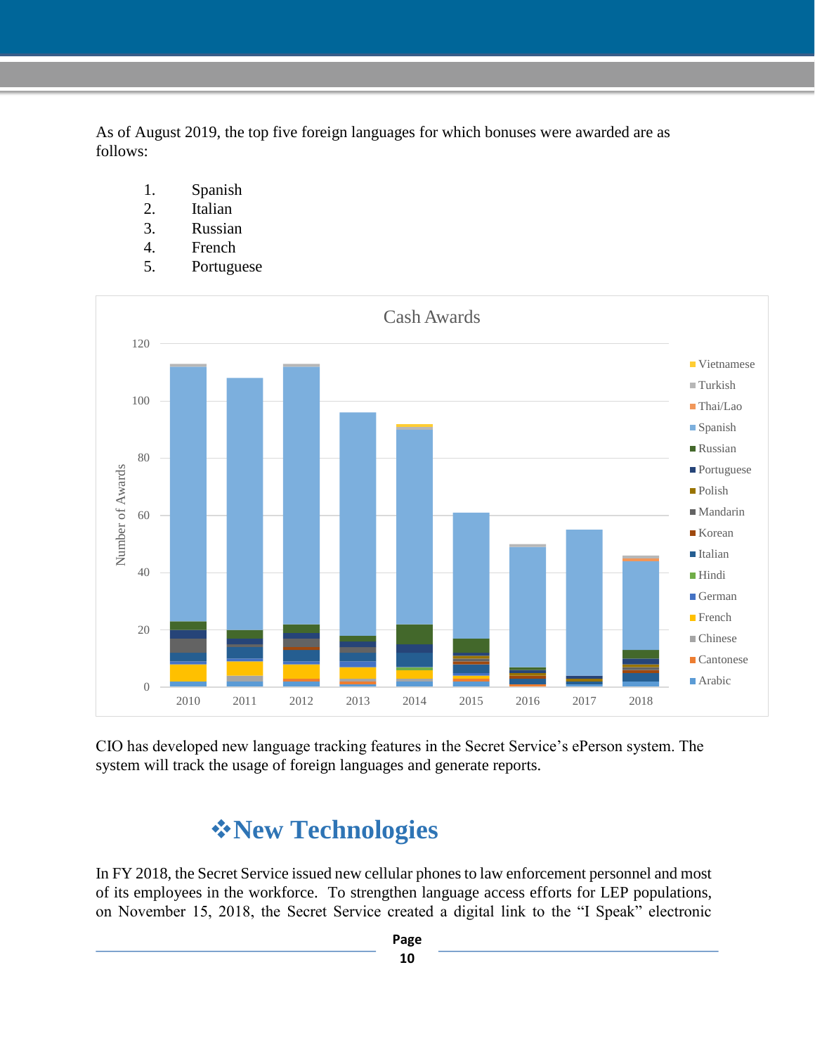As of August 2019, the top five foreign languages for which bonuses were awarded are as follows:

1. Spanish
2. Italian
3. Russian
4. French
5. Portuguese

CIO has developed new language tracking features in the Secret Service's ePerson system. The system will track the usage of foreign languages and generate reports.

## ❖New Technologies

In FY 2018, the Secret Service issued new cellular phones to law enforcement personnel and most of its employees in the workforce. To strengthen language access efforts for LEP populations, on November 15, 2018, the Secret Service created a digital link to the "I Speak" electronic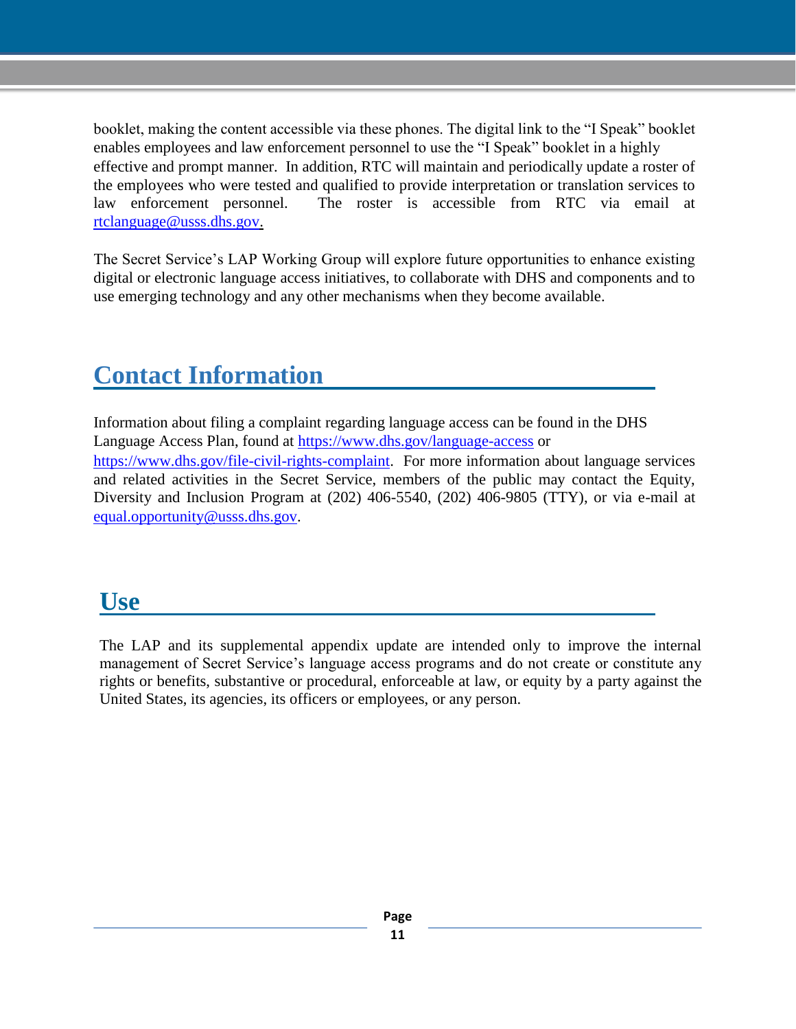booklet, making the content accessible via these phones. The digital link to the "I Speak" booklet enables employees and law enforcement personnel to use the "I Speak" booklet in a highly effective and prompt manner. In addition, RTC will maintain and periodically update a roster of the employees who were tested and qualified to provide interpretation or translation services to law enforcement personnel. The roster is accessible from RTC via email at rtclanguage@usss.dhs.gov.

The Secret Service's LAP Working Group will explore future opportunities to enhance existing digital or electronic language access initiatives, to collaborate with DHS and components and to use emerging technology and any other mechanisms when they become available.

# Contact Information

Information about filing a complaint regarding language access can be found in the DHS Language Access Plan, found at https://www.dhs.gov/language-access or https://www.dhs.gov/file-civil-rights-complaint. For more information about language services and related activities in the Secret Service, members of the public may contact the Equity, Diversity and Inclusion Program at (202) 406-5540, (202) 406-9805 (TTY), or via e-mail at equal.opportunity@usss.dhs.gov.

# Use

The LAP and its supplemental appendix update are intended only to improve the internal management of Secret Service's language access programs and do not create or constitute any rights or benefits, substantive or procedural, enforceable at law, or equity by a party against the United States, its agencies, its officers or employees, or any person.